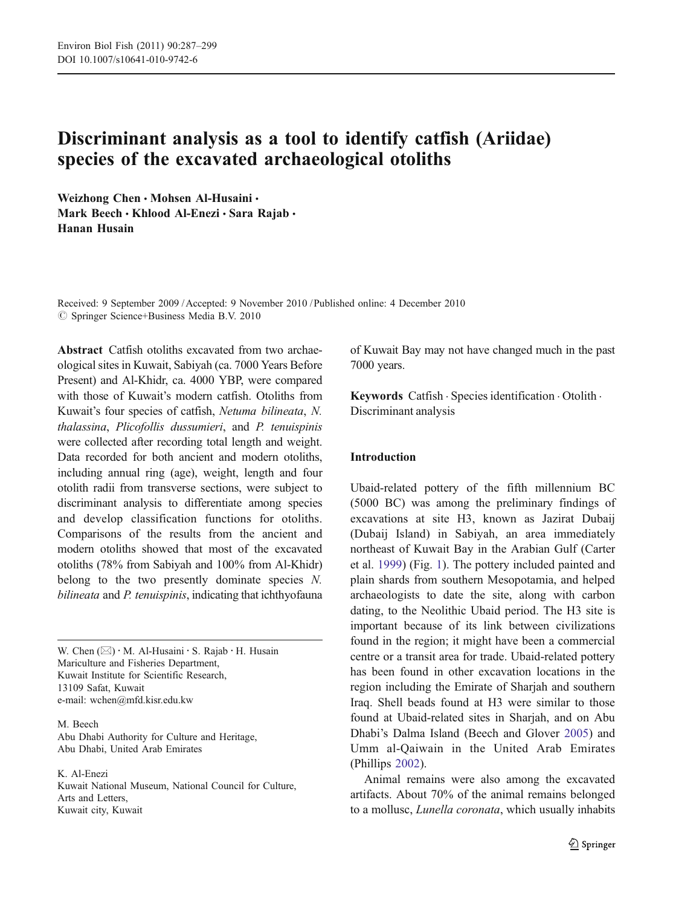# Discriminant analysis as a tool to identify catfish (Ariidae) species of the excavated archaeological otoliths

**Weizhong Chen · Mohsen Al-Husaini · Mark Beech · Khlood Al-Enezi · Sara Rajab · Hanan Husain**

Received: 9 September 2009 / Accepted: 9 November 2010 / Published online: 4 December 2010
© Springer Science+Business Media B.V. 2010

**Abstract** Catfish otoliths excavated from two archaeological sites in Kuwait, Sabiyah (ca. 7000 Years Before Present) and Al-Khidr, ca. 4000 YBP, were compared with those of Kuwait's modern catfish. Otoliths from Kuwait's four species of catfish, *Netuma bilineata*, *N. thalassina*, *Plicofollis dussumieri*, and *P. tenuispinis* were collected after recording total length and weight. Data recorded for both ancient and modern otoliths, including annual ring (age), weight, length and four otolith radii from transverse sections, were subject to discriminant analysis to differentiate among species and develop classification functions for otoliths. Comparisons of the results from the ancient and modern otoliths showed that most of the excavated otoliths (78% from Sabiyah and 100% from Al-Khidr) belong to the two presently dominate species *N. bilineata* and *P. tenuispinis*, indicating that ichthyofauna of Kuwait Bay may not have changed much in the past 7000 years.

**Keywords** Catfish · Species identification · Otolith · Discriminant analysis

W. Chen (✉) · M. Al-Husaini · S. Rajab · H. Husain
Mariculture and Fisheries Department,
Kuwait Institute for Scientific Research,
13109 Safat, Kuwait
e-mail: wchen@mfd.kisr.edu.kw

M. Beech
Abu Dhabi Authority for Culture and Heritage,
Abu Dhabi, United Arab Emirates

K. Al-Enezi
Kuwait National Museum, National Council for Culture,
Arts and Letters,
Kuwait city, Kuwait

## Introduction

Ubaid-related pottery of the fifth millennium BC (5000 BC) was among the preliminary findings of excavations at site H3, known as Jazirat Dubaij (Dubaij Island) in Sabiyah, an area immediately northeast of Kuwait Bay in the Arabian Gulf (Carter et al. 1999) (Fig. 1). The pottery included painted and plain shards from southern Mesopotamia, and helped archaeologists to date the site, along with carbon dating, to the Neolithic Ubaid period. The H3 site is important because of its link between civilizations found in the region; it might have been a commercial centre or a transit area for trade. Ubaid-related pottery has been found in other excavation locations in the region including the Emirate of Sharjah and southern Iraq. Shell beads found at H3 were similar to those found at Ubaid-related sites in Sharjah, and on Abu Dhabi's Dalma Island (Beech and Glover 2005) and Umm al-Qaiwain in the United Arab Emirates (Phillips 2002).

Animal remains were also among the excavated artifacts. About 70% of the animal remains belonged to a mollusc, *Lunella coronata*, which usually inhabits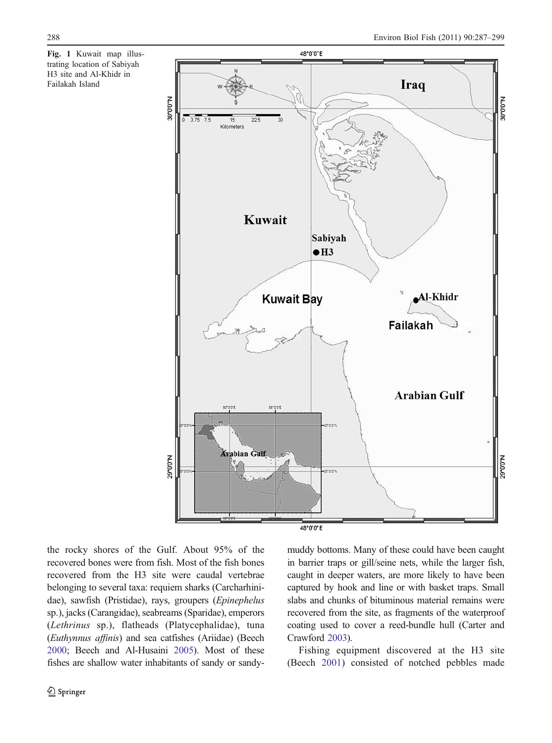Fig. 1 Kuwait map illustrating location of Sabiyah H3 site and Al-Khidr in Failakah Island

the rocky shores of the Gulf. About 95% of the recovered bones were from fish. Most of the fish bones recovered from the H3 site were caudal vertebrae belonging to several taxa: requiem sharks (Carcharhinidae), sawfish (Pristidae), rays, groupers (*Epinephelus* sp.), jacks (Carangidae), seabreams (Sparidae), emperors (*Lethrinus* sp.), flatheads (Platycephalidae), tuna (*Euthynnus affinis*) and sea catfishes (Ariidae) (Beech 2000; Beech and Al-Husaini 2005). Most of these fishes are shallow water inhabitants of sandy or sandy-muddy bottoms. Many of these could have been caught in barrier traps or gill/seine nets, while the larger fish, caught in deeper waters, are more likely to have been captured by hook and line or with basket traps. Small slabs and chunks of bituminous material remains were recovered from the site, as fragments of the waterproof coating used to cover a reed-bundle hull (Carter and Crawford 2003).

Fishing equipment discovered at the H3 site (Beech 2001) consisted of notched pebbles made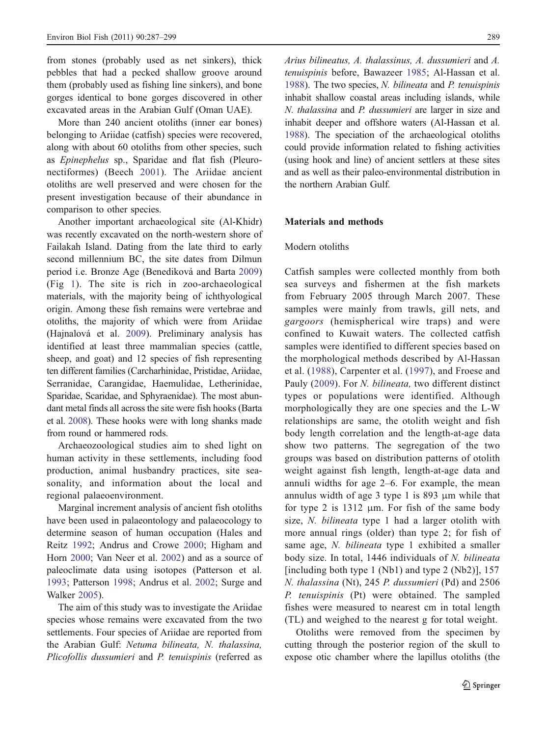from stones (probably used as net sinkers), thick pebbles that had a pecked shallow groove around them (probably used as fishing line sinkers), and bone gorges identical to bone gorges discovered in other excavated areas in the Arabian Gulf (Oman UAE).

More than 240 ancient otoliths (inner ear bones) belonging to Ariidae (catfish) species were recovered, along with about 60 otoliths from other species, such as *Epinephelus* sp., Sparidae and flat fish (Pleuronectiformes) (Beech 2001). The Ariidae ancient otoliths are well preserved and were chosen for the present investigation because of their abundance in comparison to other species.

Another important archaeological site (Al-Khidr) was recently excavated on the north-western shore of Failakah Island. Dating from the late third to early second millennium BC, the site dates from Dilmun period i.e. Bronze Age (Benediková and Barta 2009) (Fig 1). The site is rich in zoo-archaeological materials, with the majority being of ichthyological origin. Among these fish remains were vertebrae and otoliths, the majority of which were from Ariidae (Hajnalová et al. 2009). Preliminary analysis has identified at least three mammalian species (cattle, sheep, and goat) and 12 species of fish representing ten different families (Carcharhinidae, Pristidae, Ariidae, Serranidae, Carangidae, Haemulidae, Letherinidae, Sparidae, Scaridae, and Sphyraenidae). The most abundant metal finds all across the site were fish hooks (Barta et al. 2008). These hooks were with long shanks made from round or hammered rods.

Archaeozoological studies aim to shed light on human activity in these settlements, including food production, animal husbandry practices, site seasonality, and information about the local and regional palaeoenvironment.

Marginal increment analysis of ancient fish otoliths have been used in palaeontology and palaeocology to determine season of human occupation (Hales and Reitz 1992; Andrus and Crowe 2000; Higham and Horn 2000; Van Neer et al. 2002) and as a source of paleoclimate data using isotopes (Patterson et al. 1993; Patterson 1998; Andrus et al. 2002; Surge and Walker 2005).

The aim of this study was to investigate the Ariidae species whose remains were excavated from the two settlements. Four species of Ariidae are reported from the Arabian Gulf: *Netuma bilineata, N. thalassina, Plicofollis dussumieri* and *P. tenuispinis* (referred as *Arius bilineatus, A. thalassinus, A. dussumieri* and *A. tenuispinis* before, Bawazeer 1985; Al-Hassan et al. 1988). The two species, *N. bilineata* and *P. tenuispinis* inhabit shallow coastal areas including islands, while *N. thalassina* and *P. dussumieri* are larger in size and inhabit deeper and offshore waters (Al-Hassan et al. 1988). The speciation of the archaeological otoliths could provide information related to fishing activities (using hook and line) of ancient settlers at these sites and as well as their paleo-environmental distribution in the northern Arabian Gulf.

## Materials and methods

### Modern otoliths

Catfish samples were collected monthly from both sea surveys and fishermen at the fish markets from February 2005 through March 2007. These samples were mainly from trawls, gill nets, and *gargoors* (hemispherical wire traps) and were confined to Kuwait waters. The collected catfish samples were identified to different species based on the morphological methods described by Al-Hassan et al. (1988), Carpenter et al. (1997), and Froese and Pauly (2009). For *N. bilineata,* two different distinct types or populations were identified. Although morphologically they are one species and the L-W relationships are same, the otolith weight and fish body length correlation and the length-at-age data show two patterns. The segregation of the two groups was based on distribution patterns of otolith weight against fish length, length-at-age data and annuli widths for age 2–6. For example, the mean annulus width of age 3 type 1 is 893 μm while that for type 2 is 1312 μm. For fish of the same body size, *N. bilineata* type 1 had a larger otolith with more annual rings (older) than type 2; for fish of same age, *N. bilineata* type 1 exhibited a smaller body size. In total, 1446 individuals of *N. bilineata* [including both type 1 (Nb1) and type 2 (Nb2)], 157 *N. thalassina* (Nt), 245 *P. dussumieri* (Pd) and 2506 *P. tenuispinis* (Pt) were obtained. The sampled fishes were measured to nearest cm in total length (TL) and weighed to the nearest g for total weight.

Otoliths were removed from the specimen by cutting through the posterior region of the skull to expose otic chamber where the lapillus otoliths (the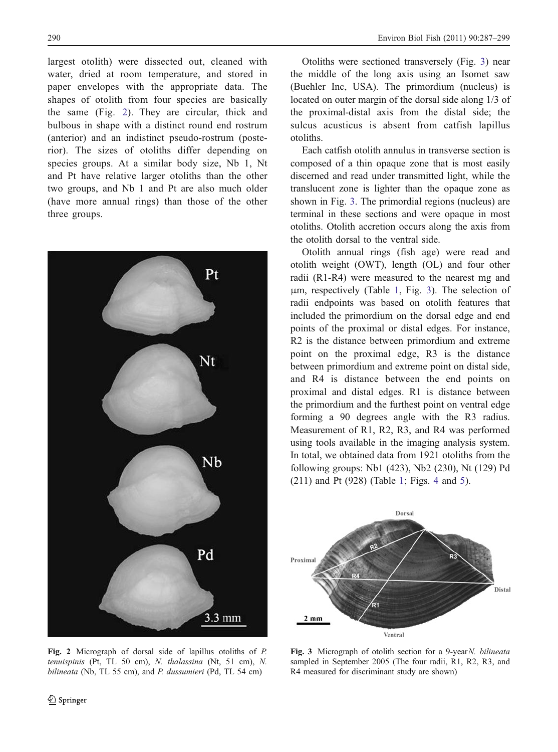largest otolith) were dissected out, cleaned with water, dried at room temperature, and stored in paper envelopes with the appropriate data. The shapes of otolith from four species are basically the same (Fig. 2). They are circular, thick and bulbous in shape with a distinct round end rostrum (anterior) and an indistinct pseudo-rostrum (posterior). The sizes of otoliths differ depending on species groups. At a similar body size, Nb 1, Nt and Pt have relative larger otoliths than the other two groups, and Nb 1 and Pt are also much older (have more annual rings) than those of the other three groups.

**Fig. 2** Micrograph of dorsal side of lapillus otoliths of *P. tenuispinis* (Pt, TL 50 cm), *N. thalassina* (Nt, 51 cm), *N. bilineata* (Nb, TL 55 cm), and *P. dussumieri* (Pd, TL 54 cm)

Otoliths were sectioned transversely (Fig. 3) near the middle of the long axis using an Isomet saw (Buehler Inc, USA). The primordium (nucleus) is located on outer margin of the dorsal side along 1/3 of the proximal-distal axis from the distal side; the sulcus acusticus is absent from catfish lapillus otoliths.

Each catfish otolith annulus in transverse section is composed of a thin opaque zone that is most easily discerned and read under transmitted light, while the translucent zone is lighter than the opaque zone as shown in Fig. 3. The primordial regions (nucleus) are terminal in these sections and were opaque in most otoliths. Otolith accretion occurs along the axis from the otolith dorsal to the ventral side.

Otolith annual rings (fish age) were read and otolith weight (OWT), length (OL) and four other radii (R1-R4) were measured to the nearest mg and μm, respectively (Table 1, Fig. 3). The selection of radii endpoints was based on otolith features that included the primordium on the dorsal edge and end points of the proximal or distal edges. For instance, R2 is the distance between primordium and extreme point on the proximal edge, R3 is the distance between primordium and extreme point on distal side, and R4 is distance between the end points on proximal and distal edges. R1 is distance between the primordium and the furthest point on ventral edge forming a 90 degrees angle with the R3 radius. Measurement of R1, R2, R3, and R4 was performed using tools available in the imaging analysis system. In total, we obtained data from 1921 otoliths from the following groups: Nb1 (423), Nb2 (230), Nt (129) Pd (211) and Pt (928) (Table 1; Figs. 4 and 5).

**Fig. 3** Micrograph of otolith section for a 9-year *N. bilineata* sampled in September 2005 (The four radii, R1, R2, R3, and R4 measured for discriminant study are shown)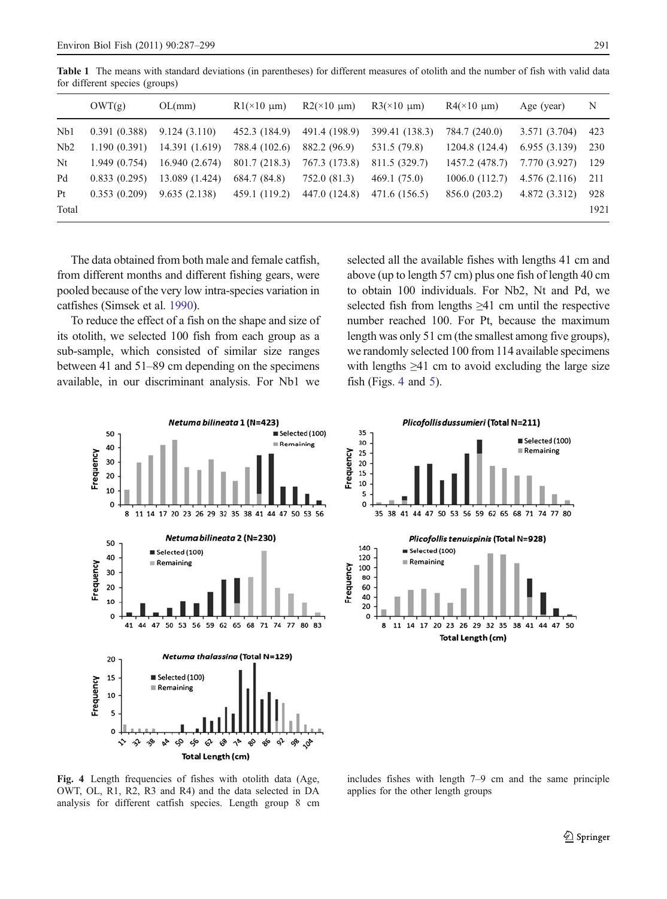**Table 1** The means with standard deviations (in parentheses) for different measures of otolith and the number of fish with valid data for different species (groups)

| | OWT(g) | OL(mm) | R1(×10 μm) | R2(×10 μm) | R3(×10 μm) | R4(×10 μm) | Age (year) | N |
|---|---|---|---|---|---|---|---|---|
| Nb1 | 0.391 (0.388) | 9.124 (3.110) | 452.3 (184.9) | 491.4 (198.9) | 399.41 (138.3) | 784.7 (240.0) | 3.571 (3.704) | 423 |
| Nb2 | 1.190 (0.391) | 14.391 (1.619) | 788.4 (102.6) | 882.2 (96.9) | 531.5 (79.8) | 1204.8 (124.4) | 6.955 (3.139) | 230 |
| Nt | 1.949 (0.754) | 16.940 (2.674) | 801.7 (218.3) | 767.3 (173.8) | 811.5 (329.7) | 1457.2 (478.7) | 7.770 (3.927) | 129 |
| Pd | 0.833 (0.295) | 13.089 (1.424) | 684.7 (84.8) | 752.0 (81.3) | 469.1 (75.0) | 1006.0 (112.7) | 4.576 (2.116) | 211 |
| Pt | 0.353 (0.209) | 9.635 (2.138) | 459.1 (119.2) | 447.0 (124.8) | 471.6 (156.5) | 856.0 (203.2) | 4.872 (3.312) | 928 |
| Total | | | | | | | | 1921 |

The data obtained from both male and female catfish, from different months and different fishing gears, were pooled because of the very low intra-species variation in catfishes (Simsek et al. 1990).

To reduce the effect of a fish on the shape and size of its otolith, we selected 100 fish from each group as a sub-sample, which consisted of similar size ranges between 41 and 51–89 cm depending on the specimens available, in our discriminant analysis. For Nb1 we selected all the available fishes with lengths 41 cm and above (up to length 57 cm) plus one fish of length 40 cm to obtain 100 individuals. For Nb2, Nt and Pd, we selected fish from lengths ≥41 cm until the respective number reached 100. For Pt, because the maximum length was only 51 cm (the smallest among five groups), we randomly selected 100 from 114 available specimens with lengths ≥41 cm to avoid excluding the large size fish (Figs. 4 and 5).

**Fig. 4** Length frequencies of fishes with otolith data (Age, OWT, OL, R1, R2, R3 and R4) and the data selected in DA analysis for different catfish species. Length group 8 cm includes fishes with length 7–9 cm and the same principle applies for the other length groups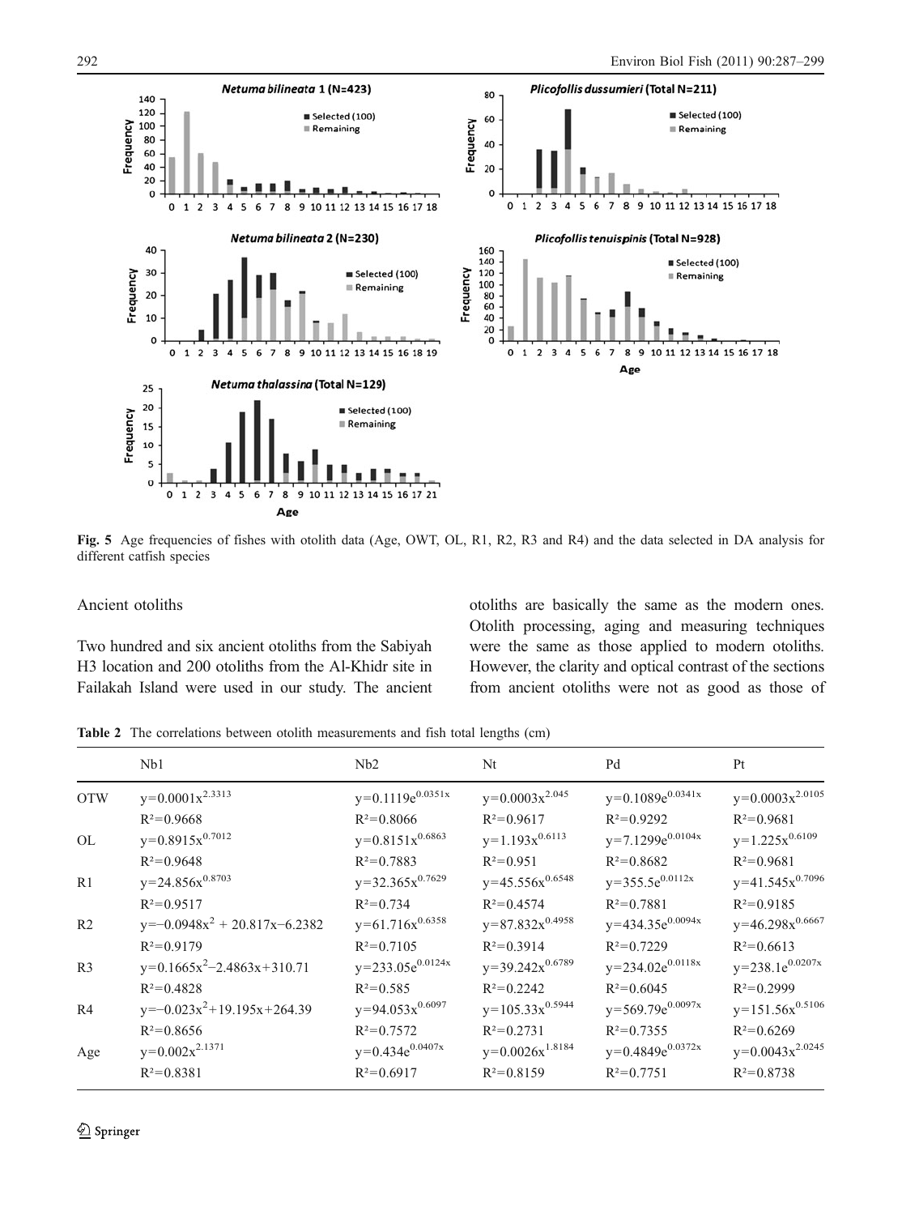Fig. 5 Age frequencies of fishes with otolith data (Age, OWT, OL, R1, R2, R3 and R4) and the data selected in DA analysis for different catfish species

## Ancient otoliths

Two hundred and six ancient otoliths from the Sabiyah H3 location and 200 otoliths from the Al-Khidr site in Failakah Island were used in our study. The ancient otoliths are basically the same as the modern ones. Otolith processing, aging and measuring techniques were the same as those applied to modern otoliths. However, the clarity and optical contrast of the sections from ancient otoliths were not as good as those of

**Table 2** The correlations between otolith measurements and fish total lengths (cm)

| | Nb1 | Nb2 | Nt | Pd | Pt |
|---|---|---|---|---|---|
| OTW | $y=0.0001x^{2.3313}$ | $y=0.1119e^{0.0351x}$ | $y=0.0003x^{2.045}$ | $y=0.1089e^{0.0341x}$ | $y=0.0003x^{2.0105}$ |
| | $R^2=0.9668$ | $R^2=0.8066$ | $R^2=0.9617$ | $R^2=0.9292$ | $R^2=0.9681$ |
| OL | $y=0.8915x^{0.7012}$ | $y=0.8151x^{0.6863}$ | $y=1.193x^{0.6113}$ | $y=7.1299e^{0.0104x}$ | $y=1.225x^{0.6109}$ |
| | $R^2=0.9648$ | $R^2=0.7883$ | $R^2=0.951$ | $R^2=0.8682$ | $R^2=0.9681$ |
| R1 | $y=24.856x^{0.8703}$ | $y=32.365x^{0.7629}$ | $y=45.556x^{0.6548}$ | $y=355.5e^{0.0112x}$ | $y=41.545x^{0.7096}$ |
| | $R^2=0.9517$ | $R^2=0.734$ | $R^2=0.4574$ | $R^2=0.7881$ | $R^2=0.9185$ |
| R2 | $y=-0.0948x^2 + 20.817x-6.2382$ | $y=61.716x^{0.6358}$ | $y=87.832x^{0.4958}$ | $y=434.35e^{0.0094x}$ | $y=46.298x^{0.6667}$ |
| | $R^2=0.9179$ | $R^2=0.7105$ | $R^2=0.3914$ | $R^2=0.7229$ | $R^2=0.6613$ |
| R3 | $y=0.1665x^2-2.4863x+310.71$ | $y=233.05e^{0.0124x}$ | $y=39.242x^{0.6789}$ | $y=234.02e^{0.0118x}$ | $y=238.1e^{0.0207x}$ |
| | $R^2=0.4828$ | $R^2=0.585$ | $R^2=0.2242$ | $R^2=0.6045$ | $R^2=0.2999$ |
| R4 | $y=-0.023x^2+19.195x+264.39$ | $y=94.053x^{0.6097}$ | $y=105.33x^{0.5944}$ | $y=569.79e^{0.0097x}$ | $y=151.56x^{0.5106}$ |
| | $R^2=0.8656$ | $R^2=0.7572$ | $R^2=0.2731$ | $R^2=0.7355$ | $R^2=0.6269$ |
| Age | $y=0.002x^{2.1371}$ | $y=0.434e^{0.0407x}$ | $y=0.0026x^{1.8184}$ | $y=0.4849e^{0.0372x}$ | $y=0.0043x^{2.0245}$ |
| | $R^2=0.8381$ | $R^2=0.6917$ | $R^2=0.8159$ | $R^2=0.7751$ | $R^2=0.8738$ |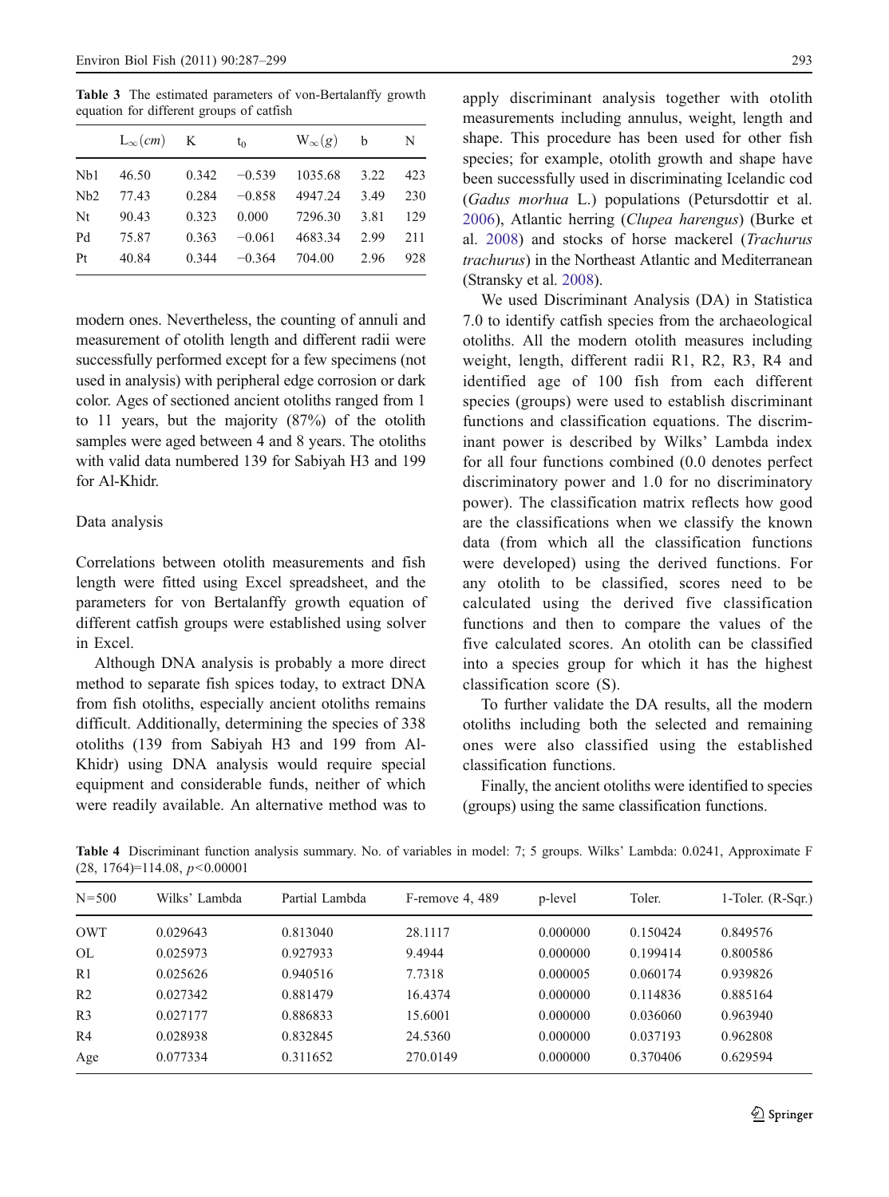**Table 3** The estimated parameters of von-Bertalanffy growth equation for different groups of catfish

| | $L_\infty(cm)$ | K | $t_0$ | $W_\infty(g)$ | b | N |
|---|---|---|---|---|---|---|
| Nb1 | 46.50 | 0.342 | −0.539 | 1035.68 | 3.22 | 423 |
| Nb2 | 77.43 | 0.284 | −0.858 | 4947.24 | 3.49 | 230 |
| Nt | 90.43 | 0.323 | 0.000 | 7296.30 | 3.81 | 129 |
| Pd | 75.87 | 0.363 | −0.061 | 4683.34 | 2.99 | 211 |
| Pt | 40.84 | 0.344 | −0.364 | 704.00 | 2.96 | 928 |

modern ones. Nevertheless, the counting of annuli and measurement of otolith length and different radii were successfully performed except for a few specimens (not used in analysis) with peripheral edge corrosion or dark color. Ages of sectioned ancient otoliths ranged from 1 to 11 years, but the majority (87%) of the otolith samples were aged between 4 and 8 years. The otoliths with valid data numbered 139 for Sabiyah H3 and 199 for Al-Khidr.

## Data analysis

Correlations between otolith measurements and fish length were fitted using Excel spreadsheet, and the parameters for von Bertalanffy growth equation of different catfish groups were established using solver in Excel.

Although DNA analysis is probably a more direct method to separate fish spices today, to extract DNA from fish otoliths, especially ancient otoliths remains difficult. Additionally, determining the species of 338 otoliths (139 from Sabiyah H3 and 199 from Al-Khidr) using DNA analysis would require special equipment and considerable funds, neither of which were readily available. An alternative method was to apply discriminant analysis together with otolith measurements including annulus, weight, length and shape. This procedure has been used for other fish species; for example, otolith growth and shape have been successfully used in discriminating Icelandic cod (*Gadus morhua* L.) populations (Petursdottir et al. 2006), Atlantic herring (*Clupea harengus*) (Burke et al. 2008) and stocks of horse mackerel (*Trachurus trachurus*) in the Northeast Atlantic and Mediterranean (Stransky et al. 2008).

We used Discriminant Analysis (DA) in Statistica 7.0 to identify catfish species from the archaeological otoliths. All the modern otolith measures including weight, length, different radii R1, R2, R3, R4 and identified age of 100 fish from each different species (groups) were used to establish discriminant functions and classification equations. The discriminant power is described by Wilks' Lambda index for all four functions combined (0.0 denotes perfect discriminatory power and 1.0 for no discriminatory power). The classification matrix reflects how good are the classifications when we classify the known data (from which all the classification functions were developed) using the derived functions. For any otolith to be classified, scores need to be calculated using the derived five classification functions and then to compare the values of the five calculated scores. An otolith can be classified into a species group for which it has the highest classification score (S).

To further validate the DA results, all the modern otoliths including both the selected and remaining ones were also classified using the established classification functions.

Finally, the ancient otoliths were identified to species (groups) using the same classification functions.

**Table 4** Discriminant function analysis summary. No. of variables in model: 7; 5 groups. Wilks' Lambda: 0.0241, Approximate F (28, 1764)=114.08, $p<0.00001$

| N=500 | Wilks' Lambda | Partial Lambda | F-remove 4, 489 | p-level | Toler. | 1-Toler. (R-Sqr.) |
|---|---|---|---|---|---|---|
| OWT | 0.029643 | 0.813040 | 28.1117 | 0.000000 | 0.150424 | 0.849576 |
| OL | 0.025973 | 0.927933 | 9.4944 | 0.000000 | 0.199414 | 0.800586 |
| R1 | 0.025626 | 0.940516 | 7.7318 | 0.000005 | 0.060174 | 0.939826 |
| R2 | 0.027342 | 0.881479 | 16.4374 | 0.000000 | 0.114836 | 0.885164 |
| R3 | 0.027177 | 0.886833 | 15.6001 | 0.000000 | 0.036060 | 0.963940 |
| R4 | 0.028938 | 0.832845 | 24.5360 | 0.000000 | 0.037193 | 0.962808 |
| Age | 0.077334 | 0.311652 | 270.0149 | 0.000000 | 0.370406 | 0.629594 |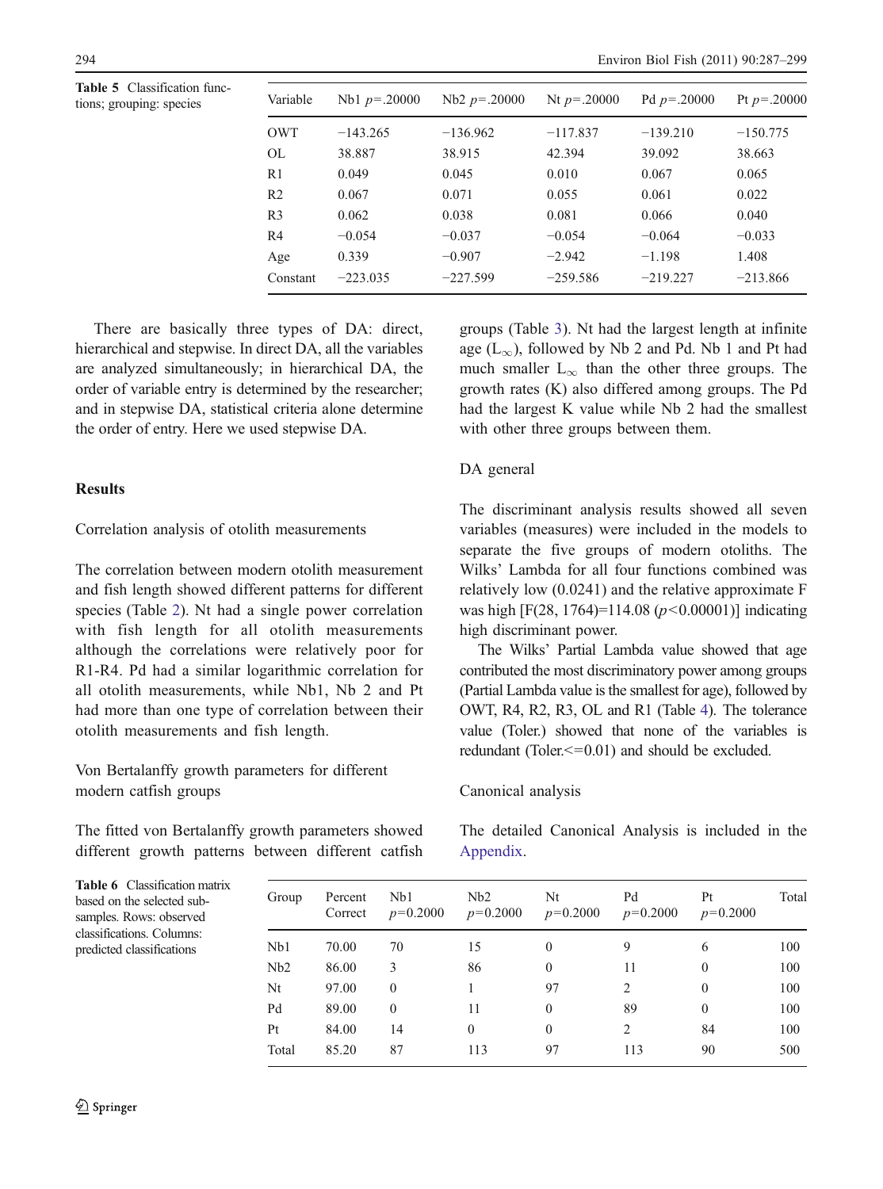**Table 5** Classification functions; grouping: species

| Variable | Nb1 $p$=.20000 | Nb2 $p$=.20000 | Nt $p$=.20000 | Pd $p$=.20000 | Pt $p$=.20000 |
|---|---|---|---|---|---|
| OWT | −143.265 | −136.962 | −117.837 | −139.210 | −150.775 |
| OL | 38.887 | 38.915 | 42.394 | 39.092 | 38.663 |
| R1 | 0.049 | 0.045 | 0.010 | 0.067 | 0.065 |
| R2 | 0.067 | 0.071 | 0.055 | 0.061 | 0.022 |
| R3 | 0.062 | 0.038 | 0.081 | 0.066 | 0.040 |
| R4 | −0.054 | −0.037 | −0.054 | −0.064 | −0.033 |
| Age | 0.339 | −0.907 | −2.942 | −1.198 | 1.408 |
| Constant | −223.035 | −227.599 | −259.586 | −219.227 | −213.866 |

There are basically three types of DA: direct, hierarchical and stepwise. In direct DA, all the variables are analyzed simultaneously; in hierarchical DA, the order of variable entry is determined by the researcher; and in stepwise DA, statistical criteria alone determine the order of entry. Here we used stepwise DA.

## Results

### Correlation analysis of otolith measurements

The correlation between modern otolith measurement and fish length showed different patterns for different species (Table 2). Nt had a single power correlation with fish length for all otolith measurements although the correlations were relatively poor for R1-R4. Pd had a similar logarithmic correlation for all otolith measurements, while Nb1, Nb 2 and Pt had more than one type of correlation between their otolith measurements and fish length.

### Von Bertalanffy growth parameters for different modern catfish groups

The fitted von Bertalanffy growth parameters showed different growth patterns between different catfish groups (Table 3). Nt had the largest length at infinite age ($L_\infty$), followed by Nb 2 and Pd. Nb 1 and Pt had much smaller $L_\infty$ than the other three groups. The growth rates (K) also differed among groups. The Pd had the largest K value while Nb 2 had the smallest with other three groups between them.

### DA general

The discriminant analysis results showed all seven variables (measures) were included in the models to separate the five groups of modern otoliths. The Wilks' Lambda for all four functions combined was relatively low (0.0241) and the relative approximate F was high [$F(28, 1764)=114.08$ ($p<0.00001$)] indicating high discriminant power.

The Wilks' Partial Lambda value showed that age contributed the most discriminatory power among groups (Partial Lambda value is the smallest for age), followed by OWT, R4, R2, R3, OL and R1 (Table 4). The tolerance value (Toler.) showed that none of the variables is redundant (Toler.<=0.01) and should be excluded.

### Canonical analysis

The detailed Canonical Analysis is included in the Appendix.

**Table 6** Classification matrix based on the selected sub-samples. Rows: observed classifications. Columns: predicted classifications

| Group | Percent Correct | Nb1 $p$=0.2000 | Nb2 $p$=0.2000 | Nt $p$=0.2000 | Pd $p$=0.2000 | Pt $p$=0.2000 | Total |
|---|---|---|---|---|---|---|---|
| Nb1 | 70.00 | 70 | 15 | 0 | 9 | 6 | 100 |
| Nb2 | 86.00 | 3 | 86 | 0 | 11 | 0 | 100 |
| Nt | 97.00 | 0 | 1 | 97 | 2 | 0 | 100 |
| Pd | 89.00 | 0 | 11 | 0 | 89 | 0 | 100 |
| Pt | 84.00 | 14 | 0 | 0 | 2 | 84 | 100 |
| Total | 85.20 | 87 | 113 | 97 | 113 | 90 | 500 |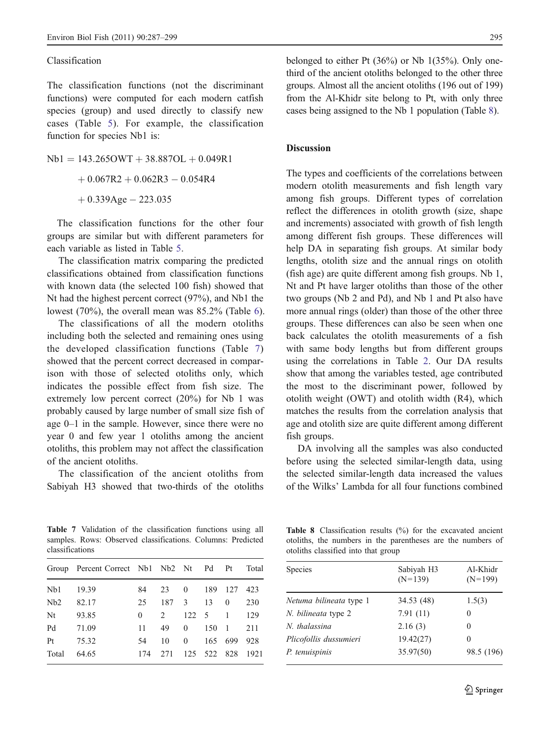### Classification

The classification functions (not the discriminant functions) were computed for each modern catfish species (group) and used directly to classify new cases (Table 5). For example, the classification function for species Nb1 is:

$$\begin{aligned} Nb1 = {} & 143.265OWT + 38.887OL + 0.049R1 \\ & + 0.067R2 + 0.062R3 - 0.054R4 \\ & + 0.339Age - 223.035 \end{aligned}$$

The classification functions for the other four groups are similar but with different parameters for each variable as listed in Table 5.

The classification matrix comparing the predicted classifications obtained from classification functions with known data (the selected 100 fish) showed that Nt had the highest percent correct (97%), and Nb1 the lowest (70%), the overall mean was 85.2% (Table 6).

The classifications of all the modern otoliths including both the selected and remaining ones using the developed classification functions (Table 7) showed that the percent correct decreased in comparison with those of selected otoliths only, which indicates the possible effect from fish size. The extremely low percent correct (20%) for Nb 1 was probably caused by large number of small size fish of age 0–1 in the sample. However, since there were no year 0 and few year 1 otoliths among the ancient otoliths, this problem may not affect the classification of the ancient otoliths.

The classification of the ancient otoliths from Sabiyah H3 showed that two-thirds of the otoliths belonged to either Pt (36%) or Nb 1(35%). Only one-third of the ancient otoliths belonged to the other three groups. Almost all the ancient otoliths (196 out of 199) from the Al-Khidr site belong to Pt, with only three cases being assigned to the Nb 1 population (Table 8).

**Table 7** Validation of the classification functions using all samples. Rows: Observed classifications. Columns: Predicted classifications

| Group | Percent Correct | Nb1 | Nb2 | Nt | Pd | Pt | Total |
|---|---|---|---|---|---|---|---|
| Nb1 | 19.39 | 84 | 23 | 0 | 189 | 127 | 423 |
| Nb2 | 82.17 | 25 | 187 | 3 | 13 | 0 | 230 |
| Nt | 93.85 | 0 | 2 | 122 | 5 | 1 | 129 |
| Pd | 71.09 | 11 | 49 | 0 | 150 | 1 | 211 |
| Pt | 75.32 | 54 | 10 | 0 | 165 | 699 | 928 |
| Total | 64.65 | 174 | 271 | 125 | 522 | 828 | 1921 |

**Table 8** Classification results (%) for the excavated ancient otoliths, the numbers in the parentheses are the numbers of otoliths classified into that group

| Species | Sabiyah H3 (N=139) | Al-Khidr (N=199) |
|---|---|---|
| *Netuma bilineata* type 1 | 34.53 (48) | 1.5(3) |
| *N. bilineata* type 2 | 7.91 (11) | 0 |
| *N. thalassina* | 2.16 (3) | 0 |
| *Plicofollis dussumieri* | 19.42(27) | 0 |
| *P. tenuispinis* | 35.97(50) | 98.5 (196) |

## Discussion

The types and coefficients of the correlations between modern otolith measurements and fish length vary among fish groups. Different types of correlation reflect the differences in otolith growth (size, shape and increments) associated with growth of fish length among different fish groups. These differences will help DA in separating fish groups. At similar body lengths, otolith size and the annual rings on otolith (fish age) are quite different among fish groups. Nb 1, Nt and Pt have larger otoliths than those of the other two groups (Nb 2 and Pd), and Nb 1 and Pt also have more annual rings (older) than those of the other three groups. These differences can also be seen when one back calculates the otolith measurements of a fish with same body lengths but from different groups using the correlations in Table 2. Our DA results show that among the variables tested, age contributed the most to the discriminant power, followed by otolith weight (OWT) and otolith width (R4), which matches the results from the correlation analysis that age and otolith size are quite different among different fish groups.

DA involving all the samples was also conducted before using the selected similar-length data, using the selected similar-length data increased the values of the Wilks' Lambda for all four functions combined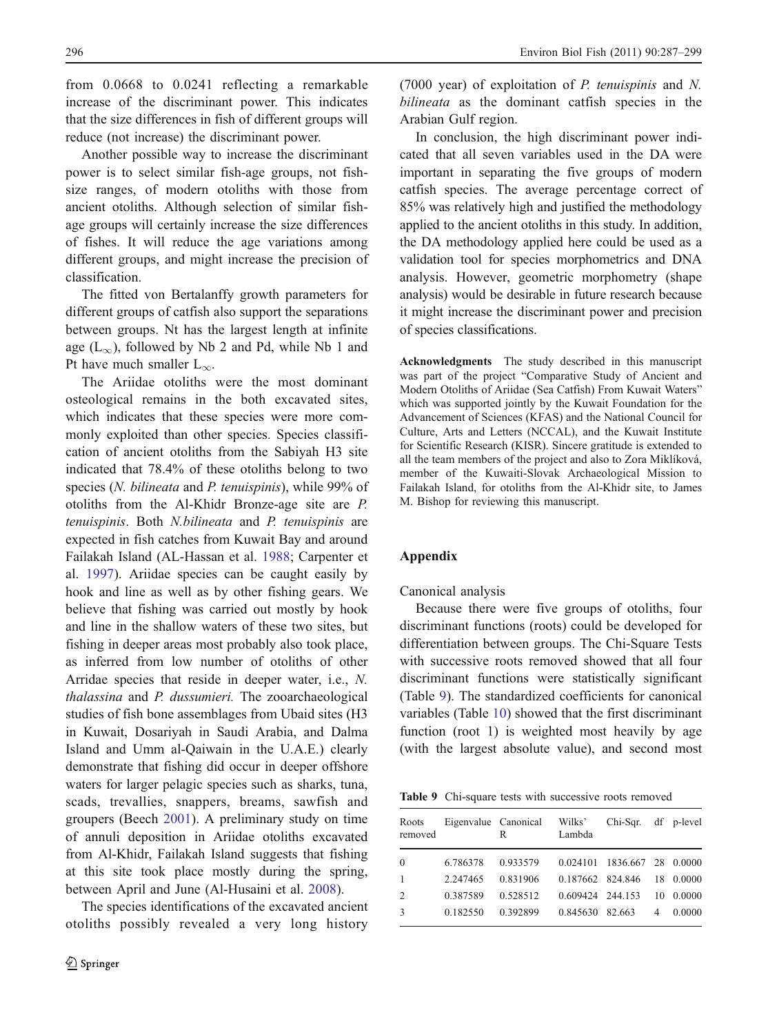from 0.0668 to 0.0241 reflecting a remarkable increase of the discriminant power. This indicates that the size differences in fish of different groups will reduce (not increase) the discriminant power.

Another possible way to increase the discriminant power is to select similar fish-age groups, not fish-size ranges, of modern otoliths with those from ancient otoliths. Although selection of similar fish-age groups will certainly increase the size differences of fishes. It will reduce the age variations among different groups, and might increase the precision of classification.

The fitted von Bertalanffy growth parameters for different groups of catfish also support the separations between groups. Nt has the largest length at infinite age ($L_\infty$), followed by Nb 2 and Pd, while Nb 1 and Pt have much smaller $L_\infty$.

The Ariidae otoliths were the most dominant osteological remains in the both excavated sites, which indicates that these species were more commonly exploited than other species. Species classification of ancient otoliths from the Sabiyah H3 site indicated that 78.4% of these otoliths belong to two species (*N. bilineata* and *P. tenuispinis*), while 99% of otoliths from the Al-Khidr Bronze-age site are *P. tenuispinis*. Both *N.bilineata* and *P. tenuispinis* are expected in fish catches from Kuwait Bay and around Failakah Island (AL-Hassan et al. 1988; Carpenter et al. 1997). Ariidae species can be caught easily by hook and line as well as by other fishing gears. We believe that fishing was carried out mostly by hook and line in the shallow waters of these two sites, but fishing in deeper areas most probably also took place, as inferred from low number of otoliths of other Arridae species that reside in deeper water, i.e., *N. thalassina* and *P. dussumieri.* The zooarchaeological studies of fish bone assemblages from Ubaid sites (H3 in Kuwait, Dosariyah in Saudi Arabia, and Dalma Island and Umm al-Qaiwain in the U.A.E.) clearly demonstrate that fishing did occur in deeper offshore waters for larger pelagic species such as sharks, tuna, scads, trevallies, snappers, breams, sawfish and groupers (Beech 2001). A preliminary study on time of annuli deposition in Ariidae otoliths excavated from Al-Khidr, Failakah Island suggests that fishing at this site took place mostly during the spring, between April and June (Al-Husaini et al. 2008).

The species identifications of the excavated ancient otoliths possibly revealed a very long history (7000 year) of exploitation of *P. tenuispinis* and *N. bilineata* as the dominant catfish species in the Arabian Gulf region.

In conclusion, the high discriminant power indicated that all seven variables used in the DA were important in separating the five groups of modern catfish species. The average percentage correct of 85% was relatively high and justified the methodology applied to the ancient otoliths in this study. In addition, the DA methodology applied here could be used as a validation tool for species morphometrics and DNA analysis. However, geometric morphometry (shape analysis) would be desirable in future research because it might increase the discriminant power and precision of species classifications.

**Acknowledgments** The study described in this manuscript was part of the project "Comparative Study of Ancient and Modern Otoliths of Ariidae (Sea Catfish) From Kuwait Waters" which was supported jointly by the Kuwait Foundation for the Advancement of Sciences (KFAS) and the National Council for Culture, Arts and Letters (NCCAL), and the Kuwait Institute for Scientific Research (KISR). Sincere gratitude is extended to all the team members of the project and also to Zora Miklíková, member of the Kuwaiti-Slovak Archaeological Mission to Failakah Island, for otoliths from the Al-Khidr site, to James M. Bishop for reviewing this manuscript.

## Appendix

Canonical analysis

Because there were five groups of otoliths, four discriminant functions (roots) could be developed for differentiation between groups. The Chi-Square Tests with successive roots removed showed that all four discriminant functions were statistically significant (Table 9). The standardized coefficients for canonical variables (Table 10) showed that the first discriminant function (root 1) is weighted most heavily by age (with the largest absolute value), and second most

**Table 9** Chi-square tests with successive roots removed

| Roots removed | Eigenvalue | Canonical R | Wilks' Lambda | Chi-Sqr. | df | p-level |
|---|---|---|---|---|---|---|
| 0 | 6.786378 | 0.933579 | 0.024101 | 1836.667 | 28 | 0.0000 |
| 1 | 2.247465 | 0.831906 | 0.187662 | 824.846 | 18 | 0.0000 |
| 2 | 0.387589 | 0.528512 | 0.609424 | 244.153 | 10 | 0.0000 |
| 3 | 0.182550 | 0.392899 | 0.845630 | 82.663 | 4 | 0.0000 |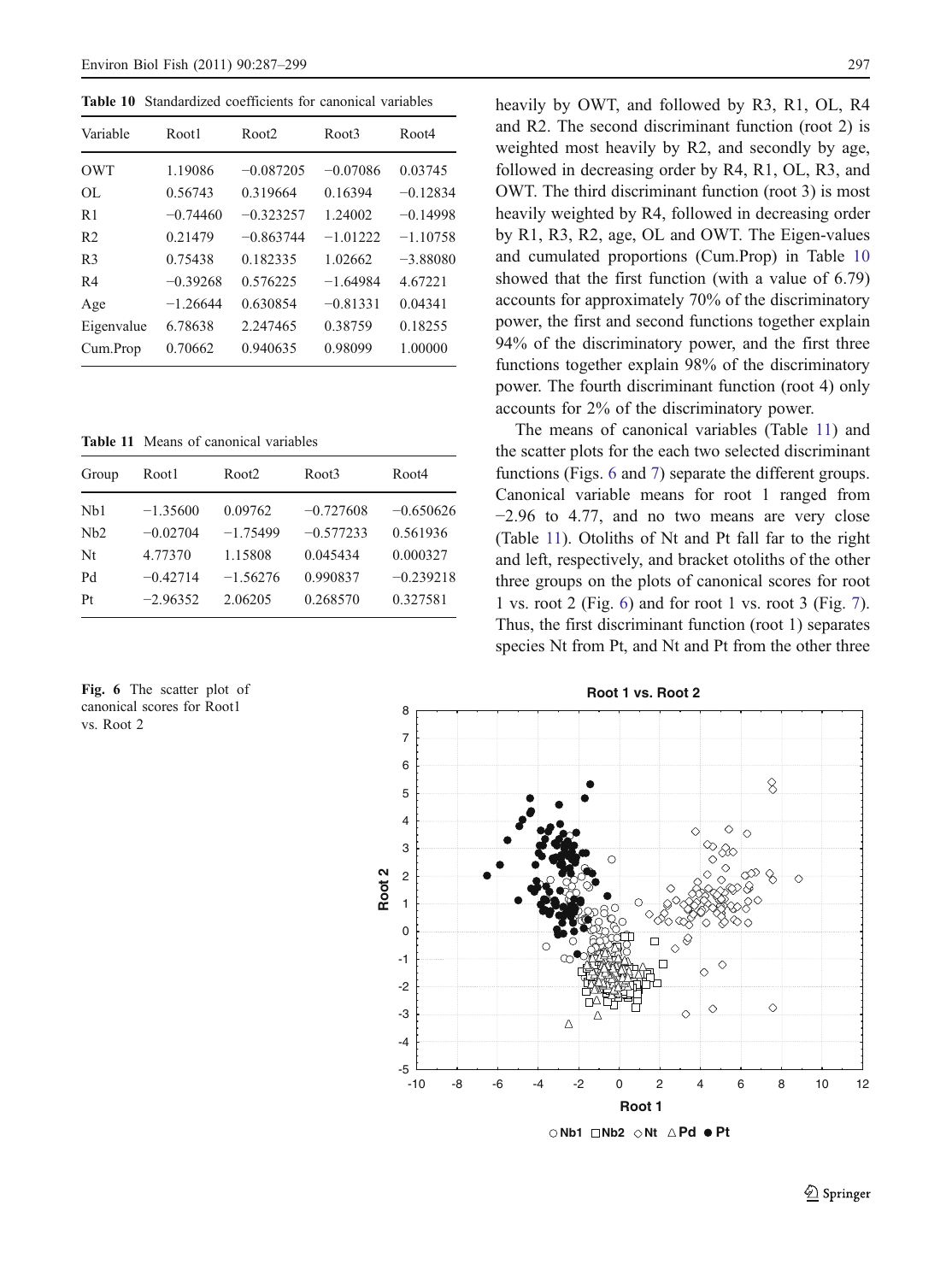**Table 10** Standardized coefficients for canonical variables

| Variable | Root1 | Root2 | Root3 | Root4 |
|---|---|---|---|---|
| OWT | 1.19086 | −0.087205 | −0.07086 | 0.03745 |
| OL | 0.56743 | 0.319664 | 0.16394 | −0.12834 |
| R1 | −0.74460 | −0.323257 | 1.24002 | −0.14998 |
| R2 | 0.21479 | −0.863744 | −1.01222 | −1.10758 |
| R3 | 0.75438 | 0.182335 | 1.02662 | −3.88080 |
| R4 | −0.39268 | 0.576225 | −1.64984 | 4.67221 |
| Age | −1.26644 | 0.630854 | −0.81331 | 0.04341 |
| Eigenvalue | 6.78638 | 2.247465 | 0.38759 | 0.18255 |
| Cum.Prop | 0.70662 | 0.940635 | 0.98099 | 1.00000 |

**Table 11** Means of canonical variables

| Group | Root1 | Root2 | Root3 | Root4 |
|---|---|---|---|---|
| Nb1 | −1.35600 | 0.09762 | −0.727608 | −0.650626 |
| Nb2 | −0.02704 | −1.75499 | −0.577233 | 0.561936 |
| Nt | 4.77370 | 1.15808 | 0.045434 | 0.000327 |
| Pd | −0.42714 | −1.56276 | 0.990837 | −0.239218 |
| Pt | −2.96352 | 2.06205 | 0.268570 | 0.327581 |

heavily by OWT, and followed by R3, R1, OL, R4 and R2. The second discriminant function (root 2) is weighted most heavily by R2, and secondly by age, followed in decreasing order by R4, R1, OL, R3, and OWT. The third discriminant function (root 3) is most heavily weighted by R4, followed in decreasing order by R1, R3, R2, age, OL and OWT. The Eigen-values and cumulated proportions (Cum.Prop) in Table 10 showed that the first function (with a value of 6.79) accounts for approximately 70% of the discriminatory power, the first and second functions together explain 94% of the discriminatory power, and the first three functions together explain 98% of the discriminatory power. The fourth discriminant function (root 4) only accounts for 2% of the discriminatory power.

The means of canonical variables (Table 11) and the scatter plots for the each two selected discriminant functions (Figs. 6 and 7) separate the different groups. Canonical variable means for root 1 ranged from −2.96 to 4.77, and no two means are very close (Table 11). Otoliths of Nt and Pt fall far to the right and left, respectively, and bracket otoliths of the other three groups on the plots of canonical scores for root 1 vs. root 2 (Fig. 6) and for root 1 vs. root 3 (Fig. 7). Thus, the first discriminant function (root 1) separates species Nt from Pt, and Nt and Pt from the other three

**Fig. 6** The scatter plot of canonical scores for Root1 vs. Root 2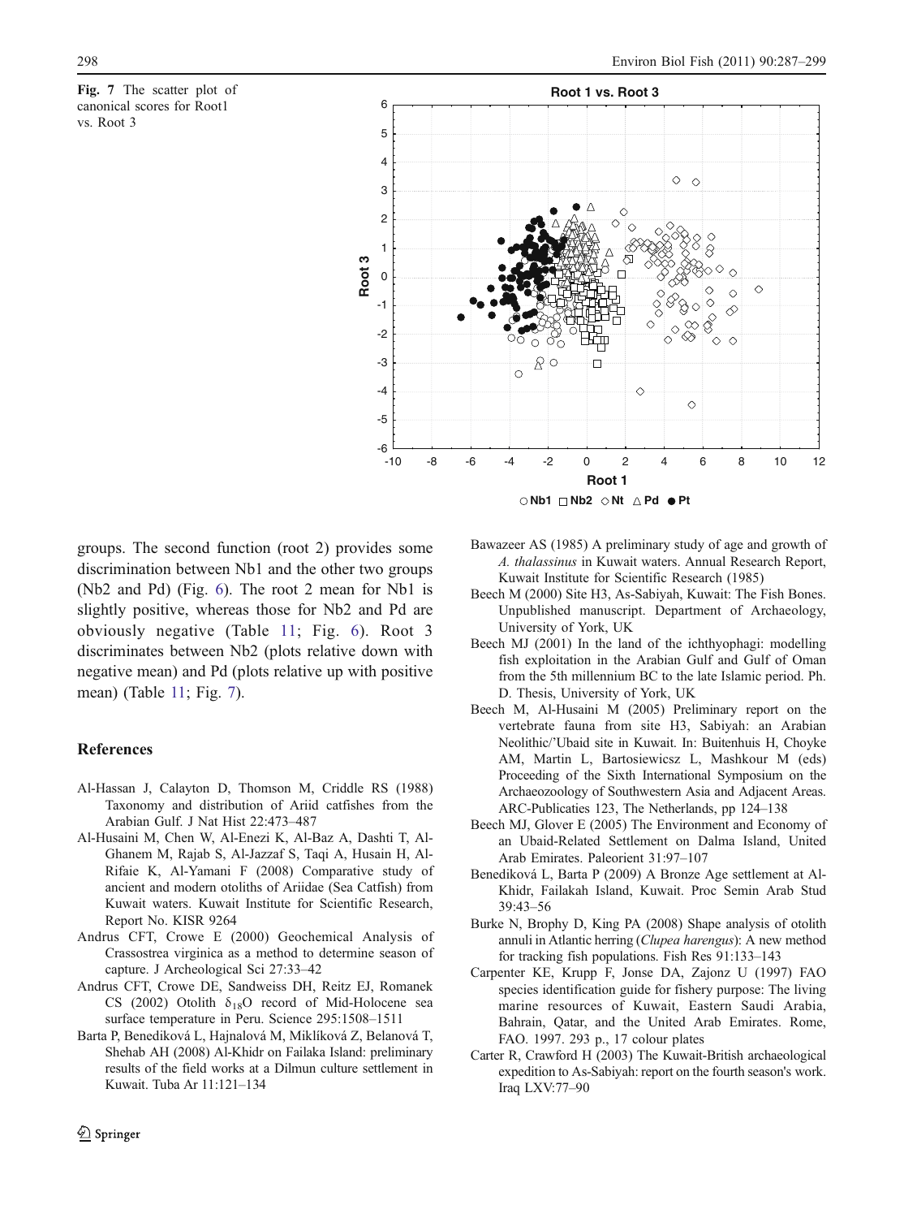Fig. 7 The scatter plot of canonical scores for Root1 vs. Root 3

groups. The second function (root 2) provides some discrimination between Nb1 and the other two groups (Nb2 and Pd) (Fig. 6). The root 2 mean for Nb1 is slightly positive, whereas those for Nb2 and Pd are obviously negative (Table 11; Fig. 6). Root 3 discriminates between Nb2 (plots relative down with negative mean) and Pd (plots relative up with positive mean) (Table 11; Fig. 7).

## References

- Al-Hassan J, Calayton D, Thomson M, Criddle RS (1988) Taxonomy and distribution of Ariid catfishes from the Arabian Gulf. J Nat Hist 22:473–487
- Al-Husaini M, Chen W, Al-Enezi K, Al-Baz A, Dashti T, Al-Ghanem M, Rajab S, Al-Jazzaf S, Taqi A, Husain H, Al-Rifaie K, Al-Yamani F (2008) Comparative study of ancient and modern otoliths of Ariidae (Sea Catfish) from Kuwait waters. Kuwait Institute for Scientific Research, Report No. KISR 9264
- Andrus CFT, Crowe E (2000) Geochemical Analysis of Crassostrea virginica as a method to determine season of capture. J Archeological Sci 27:33–42
- Andrus CFT, Crowe DE, Sandweiss DH, Reitz EJ, Romanek CS (2002) Otolith $\delta_{18}$O record of Mid-Holocene sea surface temperature in Peru. Science 295:1508–1511
- Barta P, Benediková L, Hajnalová M, Miklíková Z, Belanová T, Shehab AH (2008) Al-Khidr on Failaka Island: preliminary results of the field works at a Dilmun culture settlement in Kuwait. Tuba Ar 11:121–134
- Bawazeer AS (1985) A preliminary study of age and growth of *A. thalassinus* in Kuwait waters. Annual Research Report, Kuwait Institute for Scientific Research (1985)
- Beech M (2000) Site H3, As-Sabiyah, Kuwait: The Fish Bones. Unpublished manuscript. Department of Archaeology, University of York, UK
- Beech MJ (2001) In the land of the ichthyophagi: modelling fish exploitation in the Arabian Gulf and Gulf of Oman from the 5th millennium BC to the late Islamic period. Ph. D. Thesis, University of York, UK
- Beech M, Al-Husaini M (2005) Preliminary report on the vertebrate fauna from site H3, Sabiyah: an Arabian Neolithic/'Ubaid site in Kuwait. In: Buitenhuis H, Choyke AM, Martin L, Bartosiewicsz L, Mashkour M (eds) Proceeding of the Sixth International Symposium on the Archaeozoology of Southwestern Asia and Adjacent Areas. ARC-Publicaties 123, The Netherlands, pp 124–138
- Beech MJ, Glover E (2005) The Environment and Economy of an Ubaid-Related Settlement on Dalma Island, United Arab Emirates. Paleorient 31:97–107
- Benediková L, Barta P (2009) A Bronze Age settlement at Al-Khidr, Failakah Island, Kuwait. Proc Semin Arab Stud 39:43–56
- Burke N, Brophy D, King PA (2008) Shape analysis of otolith annuli in Atlantic herring (*Clupea harengus*): A new method for tracking fish populations. Fish Res 91:133–143
- Carpenter KE, Krupp F, Jonse DA, Zajonz U (1997) FAO species identification guide for fishery purpose: The living marine resources of Kuwait, Eastern Saudi Arabia, Bahrain, Qatar, and the United Arab Emirates. Rome, FAO. 1997. 293 p., 17 colour plates
- Carter R, Crawford H (2003) The Kuwait-British archaeological expedition to As-Sabiyah: report on the fourth season's work. Iraq LXV:77–90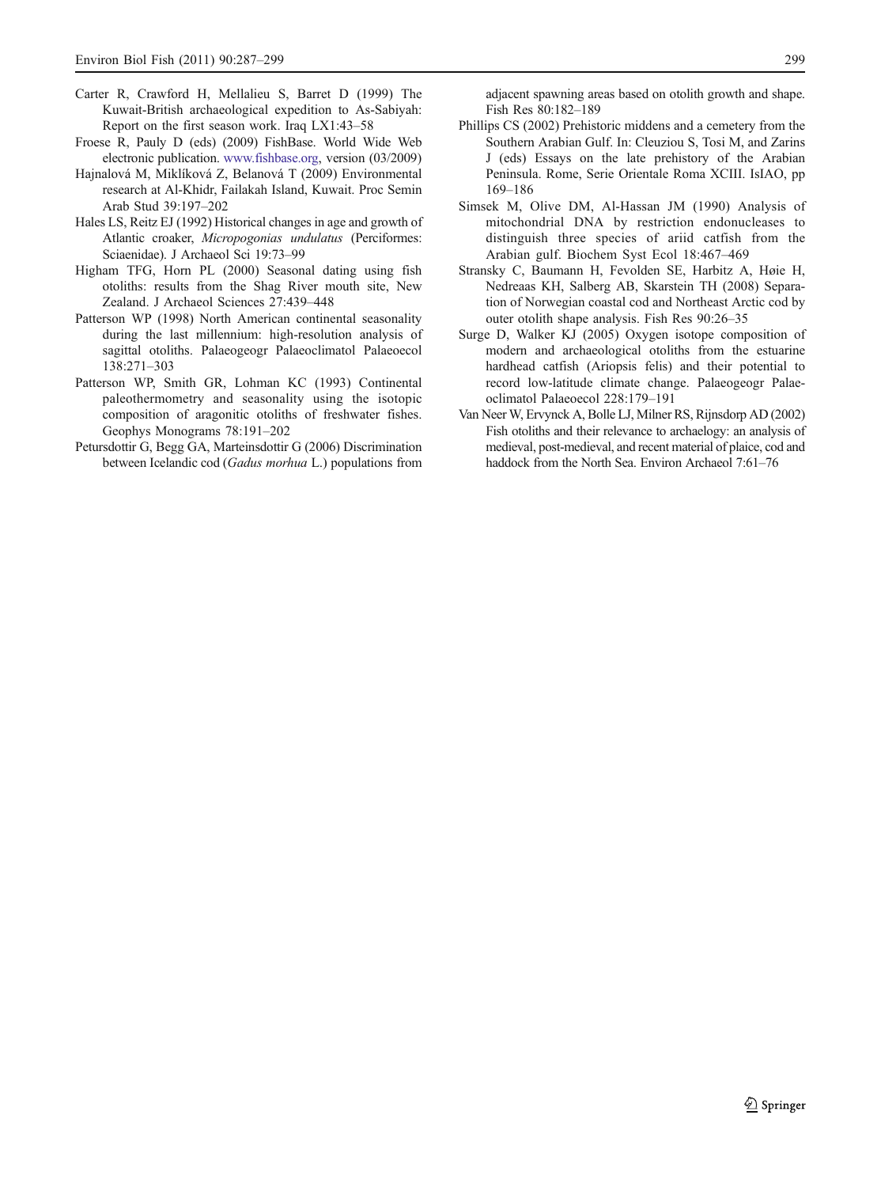Carter R, Crawford H, Mellalieu S, Barret D (1999) The Kuwait-British archaeological expedition to As-Sabiyah: Report on the first season work. Iraq LX1:43–58

Froese R, Pauly D (eds) (2009) FishBase. World Wide Web electronic publication. www.fishbase.org, version (03/2009)

Hajnalová M, Miklíková Z, Belanová T (2009) Environmental research at Al-Khidr, Failakah Island, Kuwait. Proc Semin Arab Stud 39:197–202

Hales LS, Reitz EJ (1992) Historical changes in age and growth of Atlantic croaker, *Micropogonias undulatus* (Perciformes: Sciaenidae). J Archaeol Sci 19:73–99

Higham TFG, Horn PL (2000) Seasonal dating using fish otoliths: results from the Shag River mouth site, New Zealand. J Archaeol Sciences 27:439–448

Patterson WP (1998) North American continental seasonality during the last millennium: high-resolution analysis of sagittal otoliths. Palaeogeogr Palaeoclimatol Palaeoecol 138:271–303

Patterson WP, Smith GR, Lohman KC (1993) Continental paleothermometry and seasonality using the isotopic composition of aragonitic otoliths of freshwater fishes. Geophys Monograms 78:191–202

Petursdottir G, Begg GA, Marteinsdottir G (2006) Discrimination between Icelandic cod (*Gadus morhua* L.) populations from adjacent spawning areas based on otolith growth and shape. Fish Res 80:182–189

Phillips CS (2002) Prehistoric middens and a cemetery from the Southern Arabian Gulf. In: Cleuziou S, Tosi M, and Zarins J (eds) Essays on the late prehistory of the Arabian Peninsula. Rome, Serie Orientale Roma XCIII. IsIAO, pp 169–186

Simsek M, Olive DM, Al-Hassan JM (1990) Analysis of mitochondrial DNA by restriction endonucleases to distinguish three species of ariid catfish from the Arabian gulf. Biochem Syst Ecol 18:467–469

Stransky C, Baumann H, Fevolden SE, Harbitz A, Høie H, Nedreaas KH, Salberg AB, Skarstein TH (2008) Separation of Norwegian coastal cod and Northeast Arctic cod by outer otolith shape analysis. Fish Res 90:26–35

Surge D, Walker KJ (2005) Oxygen isotope composition of modern and archaeological otoliths from the estuarine hardhead catfish (Ariopsis felis) and their potential to record low-latitude climate change. Palaeogeogr Palaeoclimatol Palaeoecol 228:179–191

Van Neer W, Ervynck A, Bolle LJ, Milner RS, Rijnsdorp AD (2002) Fish otoliths and their relevance to archaelogy: an analysis of medieval, post-medieval, and recent material of plaice, cod and haddock from the North Sea. Environ Archaeol 7:61–76